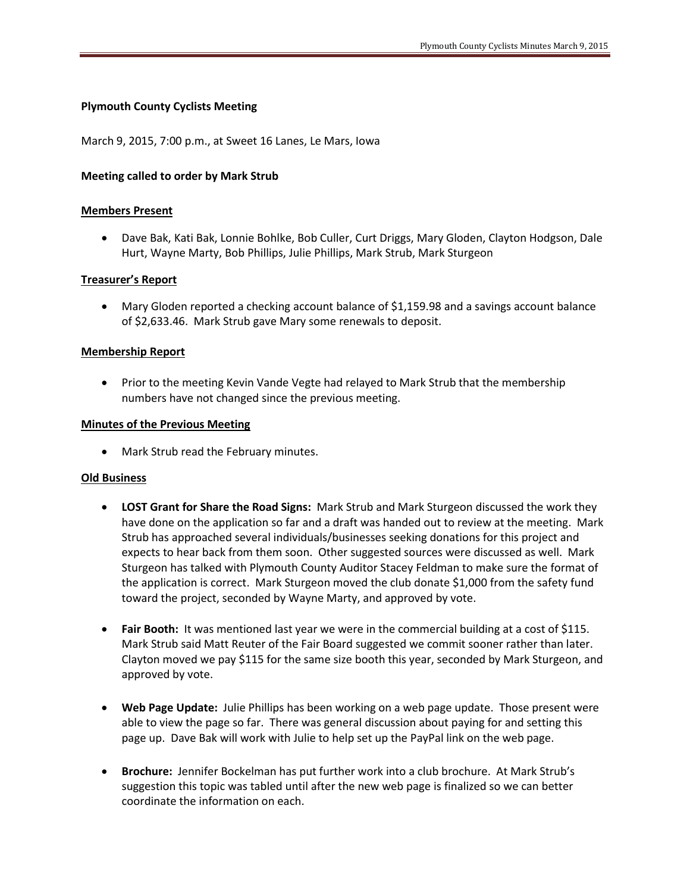**Plymouth County Cyclists Meeting**

March 9, 2015, 7:00 p.m., at Sweet 16 Lanes, Le Mars, Iowa

**Meeting called to order by Mark Strub**

**Members Present**

- Dave Bak, Kati Bak, Lonnie Bohlke, Bob Culler, Curt Driggs, Mary Gloden, Clayton Hodgson, Dale Hurt, Wayne Marty, Bob Phillips, Julie Phillips, Mark Strub, Mark Sturgeon

**Treasurer's Report**

- Mary Gloden reported a checking account balance of $1,159.98 and a savings account balance of $2,633.46. Mark Strub gave Mary some renewals to deposit.

**Membership Report**

- Prior to the meeting Kevin Vande Vegte had relayed to Mark Strub that the membership numbers have not changed since the previous meeting.

**Minutes of the Previous Meeting**

- Mark Strub read the February minutes.

**Old Business**

- **LOST Grant for Share the Road Signs:** Mark Strub and Mark Sturgeon discussed the work they have done on the application so far and a draft was handed out to review at the meeting. Mark Strub has approached several individuals/businesses seeking donations for this project and expects to hear back from them soon. Other suggested sources were discussed as well. Mark Sturgeon has talked with Plymouth County Auditor Stacey Feldman to make sure the format of the application is correct. Mark Sturgeon moved the club donate $1,000 from the safety fund toward the project, seconded by Wayne Marty, and approved by vote.

- **Fair Booth:** It was mentioned last year we were in the commercial building at a cost of $115. Mark Strub said Matt Reuter of the Fair Board suggested we commit sooner rather than later. Clayton moved we pay $115 for the same size booth this year, seconded by Mark Sturgeon, and approved by vote.

- **Web Page Update:** Julie Phillips has been working on a web page update. Those present were able to view the page so far. There was general discussion about paying for and setting this page up. Dave Bak will work with Julie to help set up the PayPal link on the web page.

- **Brochure:** Jennifer Bockelman has put further work into a club brochure. At Mark Strub's suggestion this topic was tabled until after the new web page is finalized so we can better coordinate the information on each.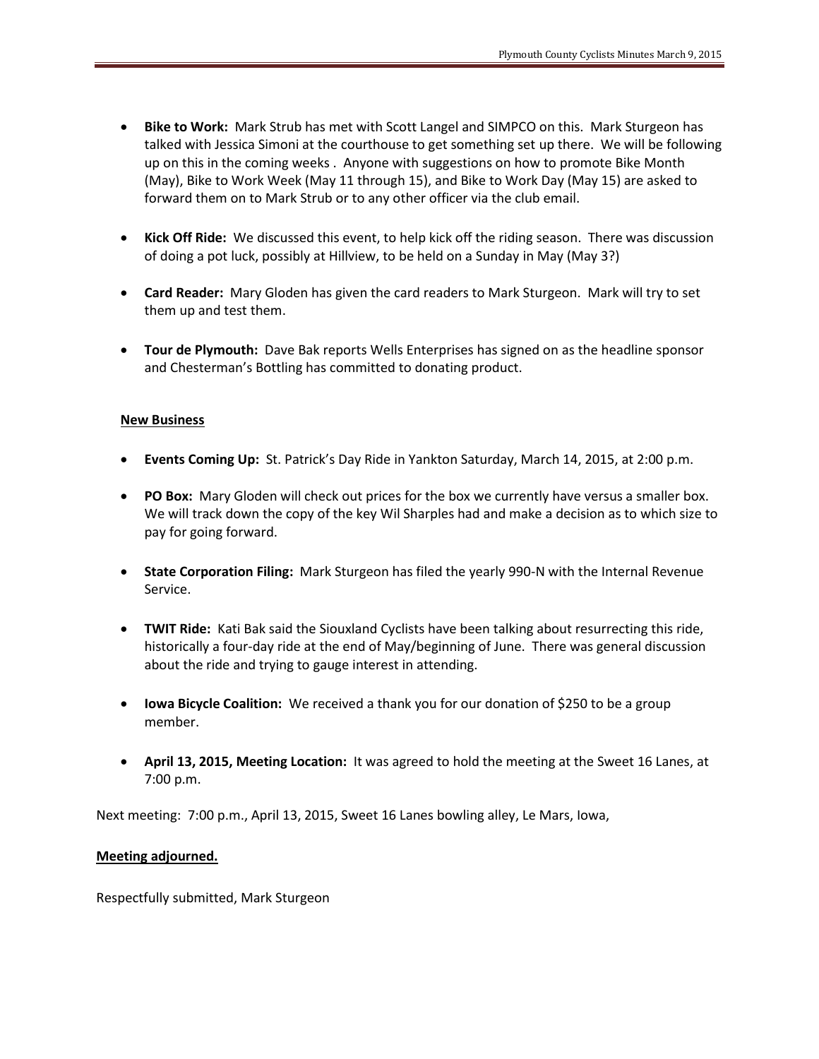- **Bike to Work:** Mark Strub has met with Scott Langel and SIMPCO on this. Mark Sturgeon has talked with Jessica Simoni at the courthouse to get something set up there. We will be following up on this in the coming weeks . Anyone with suggestions on how to promote Bike Month (May), Bike to Work Week (May 11 through 15), and Bike to Work Day (May 15) are asked to forward them on to Mark Strub or to any other officer via the club email.

- **Kick Off Ride:** We discussed this event, to help kick off the riding season. There was discussion of doing a pot luck, possibly at Hillview, to be held on a Sunday in May (May 3?)

- **Card Reader:** Mary Gloden has given the card readers to Mark Sturgeon. Mark will try to set them up and test them.

- **Tour de Plymouth:** Dave Bak reports Wells Enterprises has signed on as the headline sponsor and Chesterman's Bottling has committed to donating product.

**New Business**

- **Events Coming Up:** St. Patrick's Day Ride in Yankton Saturday, March 14, 2015, at 2:00 p.m.

- **PO Box:** Mary Gloden will check out prices for the box we currently have versus a smaller box. We will track down the copy of the key Wil Sharples had and make a decision as to which size to pay for going forward.

- **State Corporation Filing:** Mark Sturgeon has filed the yearly 990-N with the Internal Revenue Service.

- **TWIT Ride:** Kati Bak said the Siouxland Cyclists have been talking about resurrecting this ride, historically a four-day ride at the end of May/beginning of June. There was general discussion about the ride and trying to gauge interest in attending.

- **Iowa Bicycle Coalition:** We received a thank you for our donation of $250 to be a group member.

- **April 13, 2015, Meeting Location:** It was agreed to hold the meeting at the Sweet 16 Lanes, at 7:00 p.m.

Next meeting: 7:00 p.m., April 13, 2015, Sweet 16 Lanes bowling alley, Le Mars, Iowa,

**Meeting adjourned.**

Respectfully submitted, Mark Sturgeon